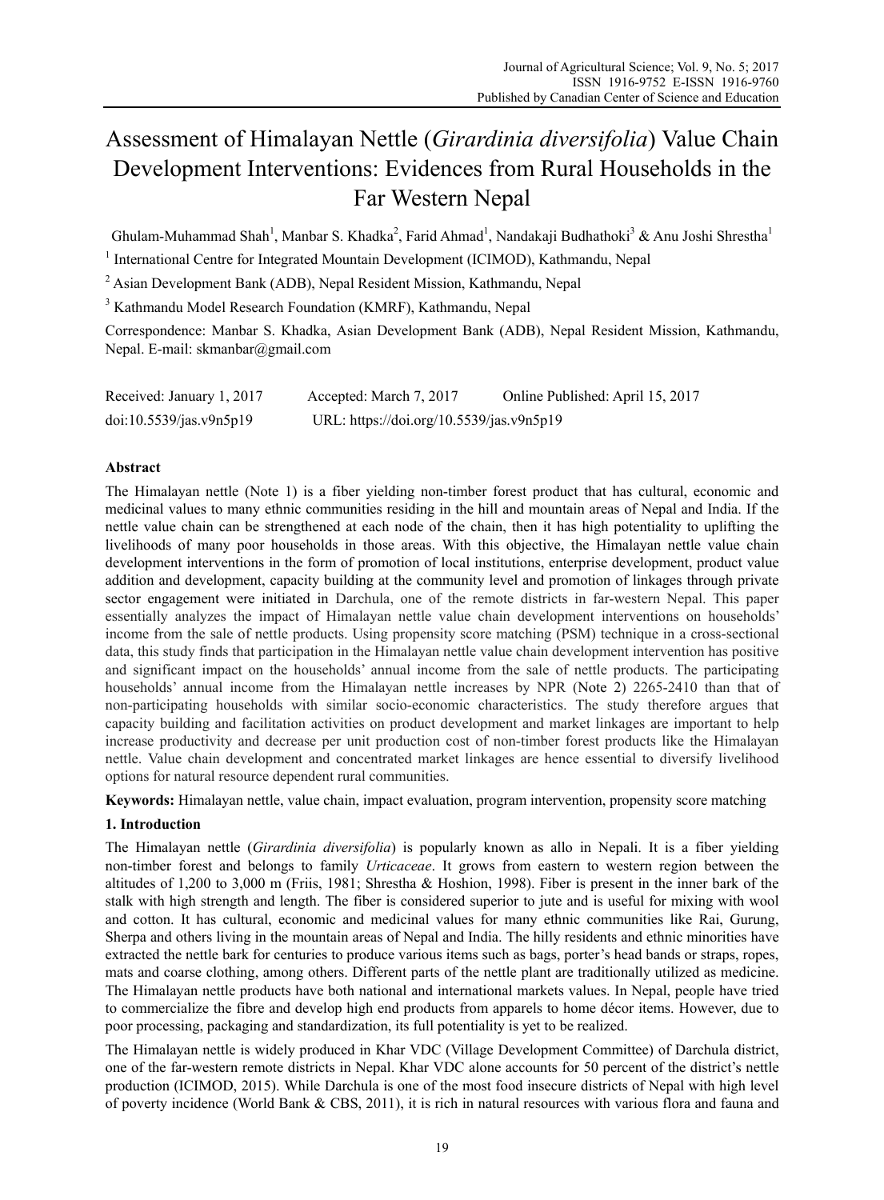# Assessment of Himalayan Nettle (*Girardinia diversifolia*) Value Chain Development Interventions: Evidences from Rural Households in the Far Western Nepal

Ghulam-Muhammad Shah[1], Manbar S. Khadka[2], Farid Ahmad[1], Nandakaji Budhathoki[3] & Anu Joshi Shrestha[1]

[1] International Centre for Integrated Mountain Development (ICIMOD), Kathmandu, Nepal

[2] Asian Development Bank (ADB), Nepal Resident Mission, Kathmandu, Nepal

[3] Kathmandu Model Research Foundation (KMRF), Kathmandu, Nepal

Correspondence: Manbar S. Khadka, Asian Development Bank (ADB), Nepal Resident Mission, Kathmandu, Nepal. E-mail: skmanbar@gmail.com

Received: January 1, 2017 Accepted: March 7, 2017 Online Published: April 15, 2017

doi:10.5539/jas.v9n5p19 URL: https://doi.org/10.5539/jas.v9n5p19

## Abstract

The Himalayan nettle (Note 1) is a fiber yielding non-timber forest product that has cultural, economic and medicinal values to many ethnic communities residing in the hill and mountain areas of Nepal and India. If the nettle value chain can be strengthened at each node of the chain, then it has high potentiality to uplifting the livelihoods of many poor households in those areas. With this objective, the Himalayan nettle value chain development interventions in the form of promotion of local institutions, enterprise development, product value addition and development, capacity building at the community level and promotion of linkages through private sector engagement were initiated in Darchula, one of the remote districts in far-western Nepal. This paper essentially analyzes the impact of Himalayan nettle value chain development interventions on households' income from the sale of nettle products. Using propensity score matching (PSM) technique in a cross-sectional data, this study finds that participation in the Himalayan nettle value chain development intervention has positive and significant impact on the households' annual income from the sale of nettle products. The participating households' annual income from the Himalayan nettle increases by NPR (Note 2) 2265-2410 than that of non-participating households with similar socio-economic characteristics. The study therefore argues that capacity building and facilitation activities on product development and market linkages are important to help increase productivity and decrease per unit production cost of non-timber forest products like the Himalayan nettle. Value chain development and concentrated market linkages are hence essential to diversify livelihood options for natural resource dependent rural communities.

**Keywords:** Himalayan nettle, value chain, impact evaluation, program intervention, propensity score matching

## 1. Introduction

The Himalayan nettle (*Girardinia diversifolia*) is popularly known as allo in Nepali. It is a fiber yielding non-timber forest and belongs to family *Urticaceae*. It grows from eastern to western region between the altitudes of 1,200 to 3,000 m (Friis, 1981; Shrestha & Hoshion, 1998). Fiber is present in the inner bark of the stalk with high strength and length. The fiber is considered superior to jute and is useful for mixing with wool and cotton. It has cultural, economic and medicinal values for many ethnic communities like Rai, Gurung, Sherpa and others living in the mountain areas of Nepal and India. The hilly residents and ethnic minorities have extracted the nettle bark for centuries to produce various items such as bags, porter's head bands or straps, ropes, mats and coarse clothing, among others. Different parts of the nettle plant are traditionally utilized as medicine. The Himalayan nettle products have both national and international markets values. In Nepal, people have tried to commercialize the fibre and develop high end products from apparels to home décor items. However, due to poor processing, packaging and standardization, its full potentiality is yet to be realized.

The Himalayan nettle is widely produced in Khar VDC (Village Development Committee) of Darchula district, one of the far-western remote districts in Nepal. Khar VDC alone accounts for 50 percent of the district's nettle production (ICIMOD, 2015). While Darchula is one of the most food insecure districts of Nepal with high level of poverty incidence (World Bank & CBS, 2011), it is rich in natural resources with various flora and fauna and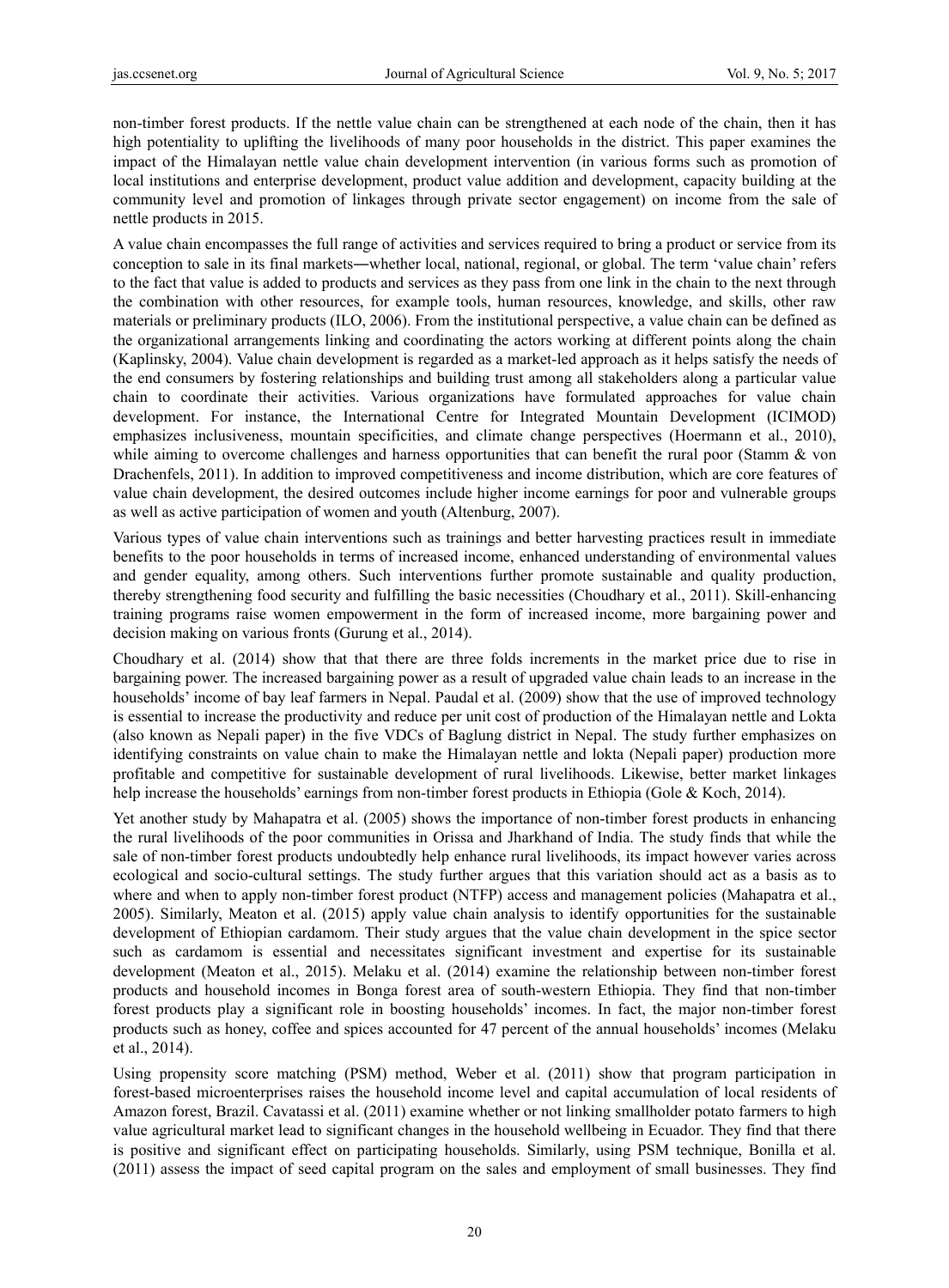non-timber forest products. If the nettle value chain can be strengthened at each node of the chain, then it has high potentiality to uplifting the livelihoods of many poor households in the district. This paper examines the impact of the Himalayan nettle value chain development intervention (in various forms such as promotion of local institutions and enterprise development, product value addition and development, capacity building at the community level and promotion of linkages through private sector engagement) on income from the sale of nettle products in 2015.

A value chain encompasses the full range of activities and services required to bring a product or service from its conception to sale in its final markets―whether local, national, regional, or global. The term 'value chain' refers to the fact that value is added to products and services as they pass from one link in the chain to the next through the combination with other resources, for example tools, human resources, knowledge, and skills, other raw materials or preliminary products (ILO, 2006). From the institutional perspective, a value chain can be defined as the organizational arrangements linking and coordinating the actors working at different points along the chain (Kaplinsky, 2004). Value chain development is regarded as a market-led approach as it helps satisfy the needs of the end consumers by fostering relationships and building trust among all stakeholders along a particular value chain to coordinate their activities. Various organizations have formulated approaches for value chain development. For instance, the International Centre for Integrated Mountain Development (ICIMOD) emphasizes inclusiveness, mountain specificities, and climate change perspectives (Hoermann et al., 2010), while aiming to overcome challenges and harness opportunities that can benefit the rural poor (Stamm & von Drachenfels, 2011). In addition to improved competitiveness and income distribution, which are core features of value chain development, the desired outcomes include higher income earnings for poor and vulnerable groups as well as active participation of women and youth (Altenburg, 2007).

Various types of value chain interventions such as trainings and better harvesting practices result in immediate benefits to the poor households in terms of increased income, enhanced understanding of environmental values and gender equality, among others. Such interventions further promote sustainable and quality production, thereby strengthening food security and fulfilling the basic necessities (Choudhary et al., 2011). Skill-enhancing training programs raise women empowerment in the form of increased income, more bargaining power and decision making on various fronts (Gurung et al., 2014).

Choudhary et al. (2014) show that that there are three folds increments in the market price due to rise in bargaining power. The increased bargaining power as a result of upgraded value chain leads to an increase in the households' income of bay leaf farmers in Nepal. Paudal et al. (2009) show that the use of improved technology is essential to increase the productivity and reduce per unit cost of production of the Himalayan nettle and Lokta (also known as Nepali paper) in the five VDCs of Baglung district in Nepal. The study further emphasizes on identifying constraints on value chain to make the Himalayan nettle and lokta (Nepali paper) production more profitable and competitive for sustainable development of rural livelihoods. Likewise, better market linkages help increase the households' earnings from non-timber forest products in Ethiopia (Gole & Koch, 2014).

Yet another study by Mahapatra et al. (2005) shows the importance of non-timber forest products in enhancing the rural livelihoods of the poor communities in Orissa and Jharkhand of India. The study finds that while the sale of non-timber forest products undoubtedly help enhance rural livelihoods, its impact however varies across ecological and socio-cultural settings. The study further argues that this variation should act as a basis as to where and when to apply non-timber forest product (NTFP) access and management policies (Mahapatra et al., 2005). Similarly, Meaton et al. (2015) apply value chain analysis to identify opportunities for the sustainable development of Ethiopian cardamom. Their study argues that the value chain development in the spice sector such as cardamom is essential and necessitates significant investment and expertise for its sustainable development (Meaton et al., 2015). Melaku et al. (2014) examine the relationship between non-timber forest products and household incomes in Bonga forest area of south-western Ethiopia. They find that non-timber forest products play a significant role in boosting households' incomes. In fact, the major non-timber forest products such as honey, coffee and spices accounted for 47 percent of the annual households' incomes (Melaku et al., 2014).

Using propensity score matching (PSM) method, Weber et al. (2011) show that program participation in forest-based microenterprises raises the household income level and capital accumulation of local residents of Amazon forest, Brazil. Cavatassi et al. (2011) examine whether or not linking smallholder potato farmers to high value agricultural market lead to significant changes in the household wellbeing in Ecuador. They find that there is positive and significant effect on participating households. Similarly, using PSM technique, Bonilla et al. (2011) assess the impact of seed capital program on the sales and employment of small businesses. They find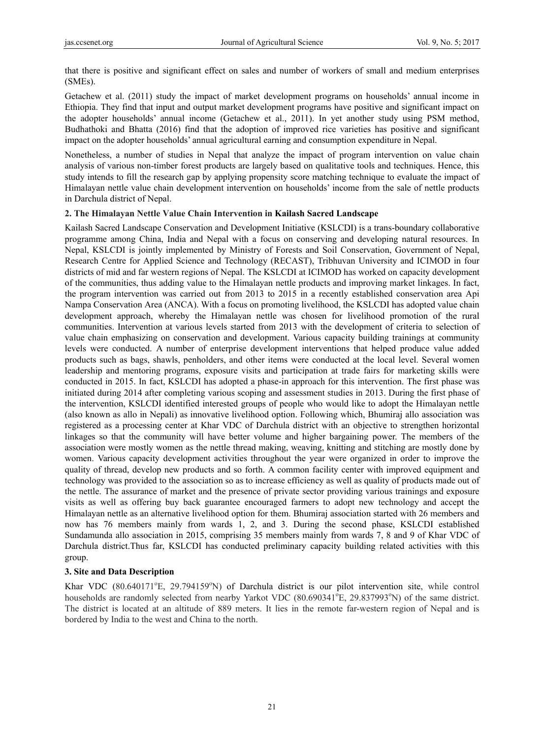that there is positive and significant effect on sales and number of workers of small and medium enterprises (SMEs).

Getachew et al. (2011) study the impact of market development programs on households' annual income in Ethiopia. They find that input and output market development programs have positive and significant impact on the adopter households' annual income (Getachew et al., 2011). In yet another study using PSM method, Budhathoki and Bhatta (2016) find that the adoption of improved rice varieties has positive and significant impact on the adopter households' annual agricultural earning and consumption expenditure in Nepal.

Nonetheless, a number of studies in Nepal that analyze the impact of program intervention on value chain analysis of various non-timber forest products are largely based on qualitative tools and techniques. Hence, this study intends to fill the research gap by applying propensity score matching technique to evaluate the impact of Himalayan nettle value chain development intervention on households' income from the sale of nettle products in Darchula district of Nepal.

## 2. The Himalayan Nettle Value Chain Intervention in Kailash Sacred Landscape

Kailash Sacred Landscape Conservation and Development Initiative (KSLCDI) is a trans-boundary collaborative programme among China, India and Nepal with a focus on conserving and developing natural resources. In Nepal, KSLCDI is jointly implemented by Ministry of Forests and Soil Conservation, Government of Nepal, Research Centre for Applied Science and Technology (RECAST), Tribhuvan University and ICIMOD in four districts of mid and far western regions of Nepal. The KSLCDI at ICIMOD has worked on capacity development of the communities, thus adding value to the Himalayan nettle products and improving market linkages. In fact, the program intervention was carried out from 2013 to 2015 in a recently established conservation area Api Nampa Conservation Area (ANCA). With a focus on promoting livelihood, the KSLCDI has adopted value chain development approach, whereby the Himalayan nettle was chosen for livelihood promotion of the rural communities. Intervention at various levels started from 2013 with the development of criteria to selection of value chain emphasizing on conservation and development. Various capacity building trainings at community levels were conducted. A number of enterprise development interventions that helped produce value added products such as bags, shawls, penholders, and other items were conducted at the local level. Several women leadership and mentoring programs, exposure visits and participation at trade fairs for marketing skills were conducted in 2015. In fact, KSLCDI has adopted a phase-in approach for this intervention. The first phase was initiated during 2014 after completing various scoping and assessment studies in 2013. During the first phase of the intervention, KSLCDI identified interested groups of people who would like to adopt the Himalayan nettle (also known as allo in Nepali) as innovative livelihood option. Following which, Bhumiraj allo association was registered as a processing center at Khar VDC of Darchula district with an objective to strengthen horizontal linkages so that the community will have better volume and higher bargaining power. The members of the association were mostly women as the nettle thread making, weaving, knitting and stitching are mostly done by women. Various capacity development activities throughout the year were organized in order to improve the quality of thread, develop new products and so forth. A common facility center with improved equipment and technology was provided to the association so as to increase efficiency as well as quality of products made out of the nettle. The assurance of market and the presence of private sector providing various trainings and exposure visits as well as offering buy back guarantee encouraged farmers to adopt new technology and accept the Himalayan nettle as an alternative livelihood option for them. Bhumiraj association started with 26 members and now has 76 members mainly from wards 1, 2, and 3. During the second phase, KSLCDI established Sundamunda allo association in 2015, comprising 35 members mainly from wards 7, 8 and 9 of Khar VDC of Darchula district.Thus far, KSLCDI has conducted preliminary capacity building related activities with this group.

## 3. Site and Data Description

Khar VDC (80.640171°E, 29.794159°N) of Darchula district is our pilot intervention site, while control households are randomly selected from nearby Yarkot VDC (80.690341°E, 29.837993°N) of the same district. The district is located at an altitude of 889 meters. It lies in the remote far-western region of Nepal and is bordered by India to the west and China to the north.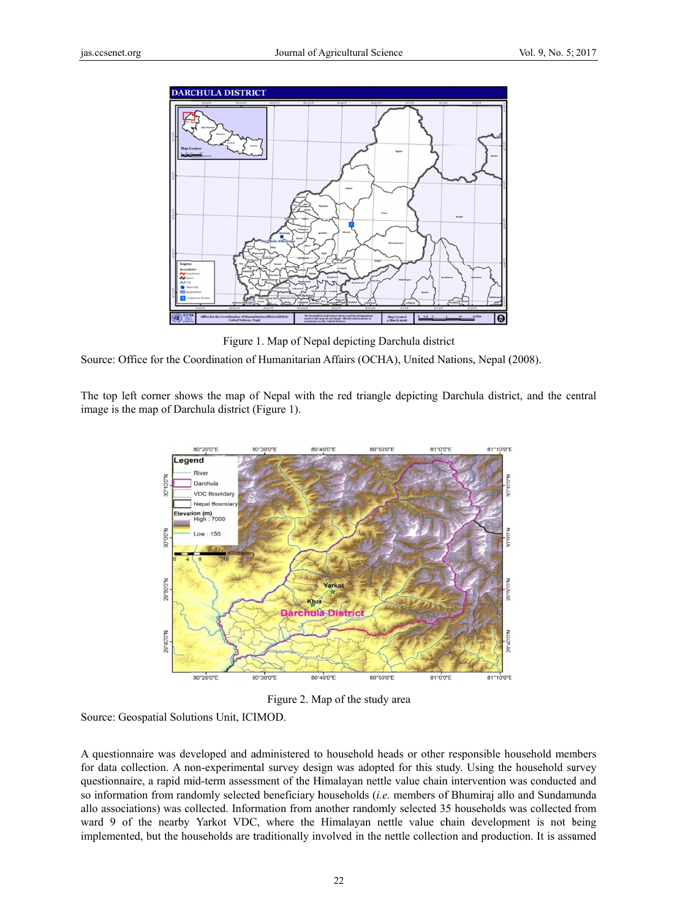Figure 1. Map of Nepal depicting Darchula district

Source: Office for the Coordination of Humanitarian Affairs (OCHA), United Nations, Nepal (2008).

The top left corner shows the map of Nepal with the red triangle depicting Darchula district, and the central image is the map of Darchula district (Figure 1).

Figure 2. Map of the study area

Source: Geospatial Solutions Unit, ICIMOD.

A questionnaire was developed and administered to household heads or other responsible household members for data collection. A non-experimental survey design was adopted for this study. Using the household survey questionnaire, a rapid mid-term assessment of the Himalayan nettle value chain intervention was conducted and so information from randomly selected beneficiary households (*i.e.* members of Bhumiraj allo and Sundamunda allo associations) was collected. Information from another randomly selected 35 households was collected from ward 9 of the nearby Yarkot VDC, where the Himalayan nettle value chain development is not being implemented, but the households are traditionally involved in the nettle collection and production. It is assumed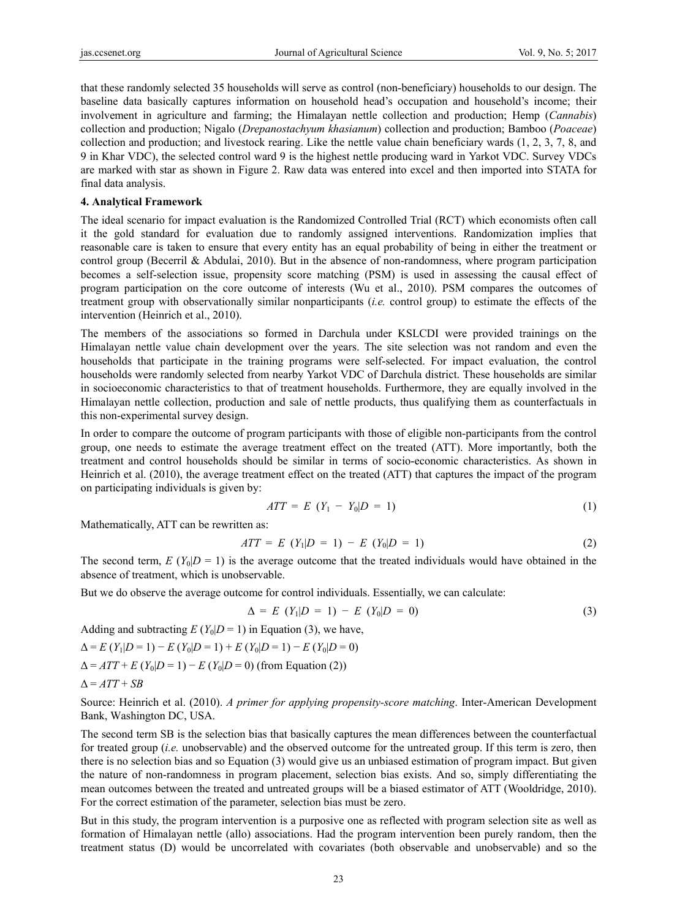that these randomly selected 35 households will serve as control (non-beneficiary) households to our design. The baseline data basically captures information on household head's occupation and household's income; their involvement in agriculture and farming; the Himalayan nettle collection and production; Hemp (*Cannabis*) collection and production; Nigalo (*Drepanostachyum khasianum*) collection and production; Bamboo (*Poaceae*) collection and production; and livestock rearing. Like the nettle value chain beneficiary wards (1, 2, 3, 7, 8, and 9 in Khar VDC), the selected control ward 9 is the highest nettle producing ward in Yarkot VDC. Survey VDCs are marked with star as shown in Figure 2. Raw data was entered into excel and then imported into STATA for final data analysis.

## 4. Analytical Framework

The ideal scenario for impact evaluation is the Randomized Controlled Trial (RCT) which economists often call it the gold standard for evaluation due to randomly assigned interventions. Randomization implies that reasonable care is taken to ensure that every entity has an equal probability of being in either the treatment or control group (Becerril & Abdulai, 2010). But in the absence of non-randomness, where program participation becomes a self-selection issue, propensity score matching (PSM) is used in assessing the causal effect of program participation on the core outcome of interests (Wu et al., 2010). PSM compares the outcomes of treatment group with observationally similar nonparticipants (*i.e.* control group) to estimate the effects of the intervention (Heinrich et al., 2010).

The members of the associations so formed in Darchula under KSLCDI were provided trainings on the Himalayan nettle value chain development over the years. The site selection was not random and even the households that participate in the training programs were self-selected. For impact evaluation, the control households were randomly selected from nearby Yarkot VDC of Darchula district. These households are similar in socioeconomic characteristics to that of treatment households. Furthermore, they are equally involved in the Himalayan nettle collection, production and sale of nettle products, thus qualifying them as counterfactuals in this non-experimental survey design.

In order to compare the outcome of program participants with those of eligible non-participants from the control group, one needs to estimate the average treatment effect on the treated (ATT). More importantly, both the treatment and control households should be similar in terms of socio-economic characteristics. As shown in Heinrich et al. (2010), the average treatment effect on the treated (ATT) that captures the impact of the program on participating individuals is given by:

$$ATT = E\ (Y_1 - Y_0|D = 1) \tag{1}$$

Mathematically, ATT can be rewritten as:

$$ATT = E\ (Y_1|D = 1) - E\ (Y_0|D = 1) \tag{2}$$

The second term, $E\ (Y_0|D = 1)$ is the average outcome that the treated individuals would have obtained in the absence of treatment, which is unobservable.

But we do observe the average outcome for control individuals. Essentially, we can calculate:

$$\Delta = E\ (Y_1|D = 1) - E\ (Y_0|D = 0) \tag{3}$$

Adding and subtracting $E\ (Y_0|D = 1)$ in Equation (3), we have,

$\Delta = E\ (Y_1|D = 1) - E\ (Y_0|D = 1) + E\ (Y_0|D = 1) - E\ (Y_0|D = 0)$

$\Delta = ATT + E\ (Y_0|D = 1) - E\ (Y_0|D = 0)$ (from Equation (2))

$\Delta = ATT + SB$

Source: Heinrich et al. (2010). *A primer for applying propensity-score matching*. Inter-American Development Bank, Washington DC, USA.

The second term SB is the selection bias that basically captures the mean differences between the counterfactual for treated group (*i.e.* unobservable) and the observed outcome for the untreated group. If this term is zero, then there is no selection bias and so Equation (3) would give us an unbiased estimation of program impact. But given the nature of non-randomness in program placement, selection bias exists. And so, simply differentiating the mean outcomes between the treated and untreated groups will be a biased estimator of ATT (Wooldridge, 2010). For the correct estimation of the parameter, selection bias must be zero.

But in this study, the program intervention is a purposive one as reflected with program selection site as well as formation of Himalayan nettle (allo) associations. Had the program intervention been purely random, then the treatment status (D) would be uncorrelated with covariates (both observable and unobservable) and so the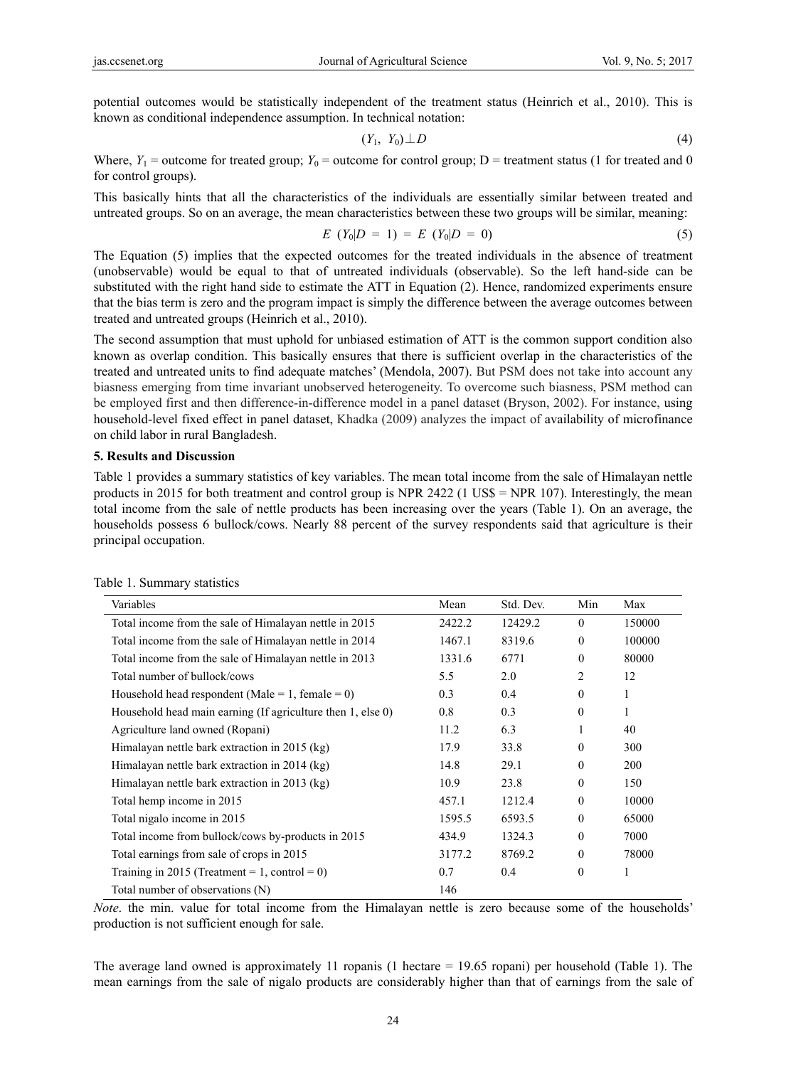potential outcomes would be statistically independent of the treatment status (Heinrich et al., 2010). This is known as conditional independence assumption. In technical notation:

$$(Y_1, Y_0) \perp D \tag{4}$$

Where, $Y_1$ = outcome for treated group; $Y_0$ = outcome for control group; D = treatment status (1 for treated and 0 for control groups).

This basically hints that all the characteristics of the individuals are essentially similar between treated and untreated groups. So on an average, the mean characteristics between these two groups will be similar, meaning:

$$E\ (Y_0|D = 1) = E\ (Y_0|D = 0) \tag{5}$$

The Equation (5) implies that the expected outcomes for the treated individuals in the absence of treatment (unobservable) would be equal to that of untreated individuals (observable). So the left hand-side can be substituted with the right hand side to estimate the ATT in Equation (2). Hence, randomized experiments ensure that the bias term is zero and the program impact is simply the difference between the average outcomes between treated and untreated groups (Heinrich et al., 2010).

The second assumption that must uphold for unbiased estimation of ATT is the common support condition also known as overlap condition. This basically ensures that there is sufficient overlap in the characteristics of the treated and untreated units to find adequate matches' (Mendola, 2007). But PSM does not take into account any biasness emerging from time invariant unobserved heterogeneity. To overcome such biasness, PSM method can be employed first and then difference-in-difference model in a panel dataset (Bryson, 2002). For instance, using household-level fixed effect in panel dataset, Khadka (2009) analyzes the impact of availability of microfinance on child labor in rural Bangladesh.

**5. Results and Discussion**

Table 1 provides a summary statistics of key variables. The mean total income from the sale of Himalayan nettle products in 2015 for both treatment and control group is NPR 2422 (1 US$ = NPR 107). Interestingly, the mean total income from the sale of nettle products has been increasing over the years (Table 1). On an average, the households possess 6 bullock/cows. Nearly 88 percent of the survey respondents said that agriculture is their principal occupation.

Table 1. Summary statistics

| Variables | Mean | Std. Dev. | Min | Max |
|---|---|---|---|---|
| Total income from the sale of Himalayan nettle in 2015 | 2422.2 | 12429.2 | 0 | 150000 |
| Total income from the sale of Himalayan nettle in 2014 | 1467.1 | 8319.6 | 0 | 100000 |
| Total income from the sale of Himalayan nettle in 2013 | 1331.6 | 6771 | 0 | 80000 |
| Total number of bullock/cows | 5.5 | 2.0 | 2 | 12 |
| Household head respondent (Male = 1, female = 0) | 0.3 | 0.4 | 0 | 1 |
| Household head main earning (If agriculture then 1, else 0) | 0.8 | 0.3 | 0 | 1 |
| Agriculture land owned (Ropani) | 11.2 | 6.3 | 1 | 40 |
| Himalayan nettle bark extraction in 2015 (kg) | 17.9 | 33.8 | 0 | 300 |
| Himalayan nettle bark extraction in 2014 (kg) | 14.8 | 29.1 | 0 | 200 |
| Himalayan nettle bark extraction in 2013 (kg) | 10.9 | 23.8 | 0 | 150 |
| Total hemp income in 2015 | 457.1 | 1212.4 | 0 | 10000 |
| Total nigalo income in 2015 | 1595.5 | 6593.5 | 0 | 65000 |
| Total income from bullock/cows by-products in 2015 | 434.9 | 1324.3 | 0 | 7000 |
| Total earnings from sale of crops in 2015 | 3177.2 | 8769.2 | 0 | 78000 |
| Training in 2015 (Treatment = 1, control = 0) | 0.7 | 0.4 | 0 | 1 |
| Total number of observations (N) | 146 | | | |

*Note*. the min. value for total income from the Himalayan nettle is zero because some of the households' production is not sufficient enough for sale.

The average land owned is approximately 11 ropanis (1 hectare = 19.65 ropani) per household (Table 1). The mean earnings from the sale of nigalo products are considerably higher than that of earnings from the sale of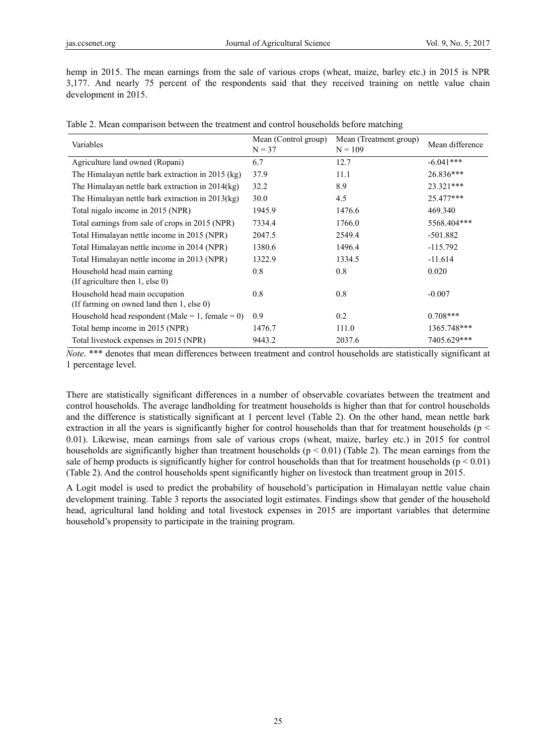hemp in 2015. The mean earnings from the sale of various crops (wheat, maize, barley etc.) in 2015 is NPR 3,177. And nearly 75 percent of the respondents said that they received training on nettle value chain development in 2015.

Table 2. Mean comparison between the treatment and control households before matching

| Variables | Mean (Control group) N = 37 | Mean (Treatment group) N = 109 | Mean difference |
|---|---|---|---|
| Agriculture land owned (Ropani) | 6.7 | 12.7 | -6.041*** |
| The Himalayan nettle bark extraction in 2015 (kg) | 37.9 | 11.1 | 26.836*** |
| The Himalayan nettle bark extraction in 2014(kg) | 32.2 | 8.9 | 23.321*** |
| The Himalayan nettle bark extraction in 2013(kg) | 30.0 | 4.5 | 25.477*** |
| Total nigalo income in 2015 (NPR) | 1945.9 | 1476.6 | 469.340 |
| Total earnings from sale of crops in 2015 (NPR) | 7334.4 | 1766.0 | 5568.404*** |
| Total Himalayan nettle income in 2015 (NPR) | 2047.5 | 2549.4 | -501.882 |
| Total Himalayan nettle income in 2014 (NPR) | 1380.6 | 1496.4 | -115.792 |
| Total Himalayan nettle income in 2013 (NPR) | 1322.9 | 1334.5 | -11.614 |
| Household head main earning (If agriculture then 1, else 0) | 0.8 | 0.8 | 0.020 |
| Household head main occupation (If farming on owned land then 1, else 0) | 0.8 | 0.8 | -0.007 |
| Household head respondent (Male = 1, female = 0) | 0.9 | 0.2 | 0.708*** |
| Total hemp income in 2015 (NPR) | 1476.7 | 111.0 | 1365.748*** |
| Total livestock expenses in 2015 (NPR) | 9443.2 | 2037.6 | 7405.629*** |

*Note*. *** denotes that mean differences between treatment and control households are statistically significant at 1 percentage level.

There are statistically significant differences in a number of observable covariates between the treatment and control households. The average landholding for treatment households is higher than that for control households and the difference is statistically significant at 1 percent level (Table 2). On the other hand, mean nettle bark extraction in all the years is significantly higher for control households than that for treatment households ($p < 0.01$). Likewise, mean earnings from sale of various crops (wheat, maize, barley etc.) in 2015 for control households are significantly higher than treatment households ($p < 0.01$) (Table 2). The mean earnings from the sale of hemp products is significantly higher for control households than that for treatment households ($p < 0.01$) (Table 2). And the control households spent significantly higher on livestock than treatment group in 2015.

A Logit model is used to predict the probability of household's participation in Himalayan nettle value chain development training. Table 3 reports the associated logit estimates. Findings show that gender of the household head, agricultural land holding and total livestock expenses in 2015 are important variables that determine household's propensity to participate in the training program.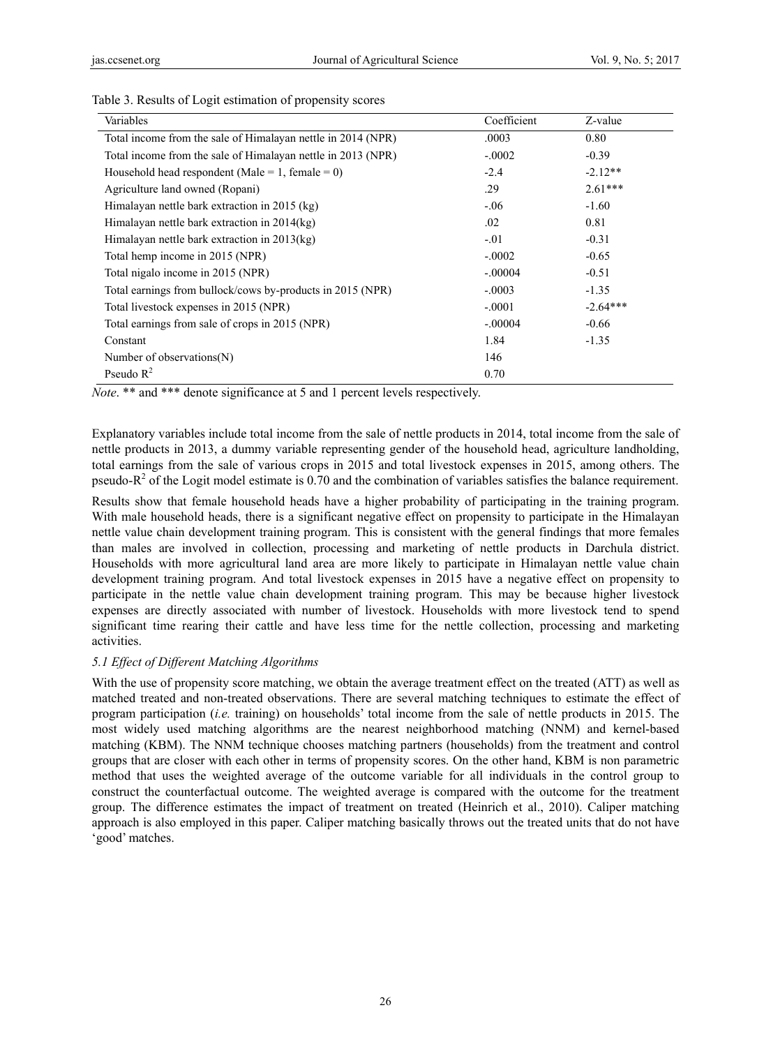Table 3. Results of Logit estimation of propensity scores

| Variables | Coefficient | Z-value |
|---|---|---|
| Total income from the sale of Himalayan nettle in 2014 (NPR) | .0003 | 0.80 |
| Total income from the sale of Himalayan nettle in 2013 (NPR) | -.0002 | -0.39 |
| Household head respondent (Male = 1, female = 0) | -2.4 | -2.12** |
| Agriculture land owned (Ropani) | .29 | 2.61*** |
| Himalayan nettle bark extraction in 2015 (kg) | -.06 | -1.60 |
| Himalayan nettle bark extraction in 2014(kg) | .02 | 0.81 |
| Himalayan nettle bark extraction in 2013(kg) | -.01 | -0.31 |
| Total hemp income in 2015 (NPR) | -.0002 | -0.65 |
| Total nigalo income in 2015 (NPR) | -.00004 | -0.51 |
| Total earnings from bullock/cows by-products in 2015 (NPR) | -.0003 | -1.35 |
| Total livestock expenses in 2015 (NPR) | -.0001 | -2.64*** |
| Total earnings from sale of crops in 2015 (NPR) | -.00004 | -0.66 |
| Constant | 1.84 | -1.35 |
| Number of observations(N) | 146 | |
| Pseudo $R^2$ | 0.70 | |

*Note*. ** and *** denote significance at 5 and 1 percent levels respectively.

Explanatory variables include total income from the sale of nettle products in 2014, total income from the sale of nettle products in 2013, a dummy variable representing gender of the household head, agriculture landholding, total earnings from the sale of various crops in 2015 and total livestock expenses in 2015, among others. The pseudo-$R^2$ of the Logit model estimate is 0.70 and the combination of variables satisfies the balance requirement.

Results show that female household heads have a higher probability of participating in the training program. With male household heads, there is a significant negative effect on propensity to participate in the Himalayan nettle value chain development training program. This is consistent with the general findings that more females than males are involved in collection, processing and marketing of nettle products in Darchula district. Households with more agricultural land area are more likely to participate in Himalayan nettle value chain development training program. And total livestock expenses in 2015 have a negative effect on propensity to participate in the nettle value chain development training program. This may be because higher livestock expenses are directly associated with number of livestock. Households with more livestock tend to spend significant time rearing their cattle and have less time for the nettle collection, processing and marketing activities.

### *5.1 Effect of Different Matching Algorithms*

With the use of propensity score matching, we obtain the average treatment effect on the treated (ATT) as well as matched treated and non-treated observations. There are several matching techniques to estimate the effect of program participation (*i.e.* training) on households' total income from the sale of nettle products in 2015. The most widely used matching algorithms are the nearest neighborhood matching (NNM) and kernel-based matching (KBM). The NNM technique chooses matching partners (households) from the treatment and control groups that are closer with each other in terms of propensity scores. On the other hand, KBM is non parametric method that uses the weighted average of the outcome variable for all individuals in the control group to construct the counterfactual outcome. The weighted average is compared with the outcome for the treatment group. The difference estimates the impact of treatment on treated (Heinrich et al., 2010). Caliper matching approach is also employed in this paper. Caliper matching basically throws out the treated units that do not have 'good' matches.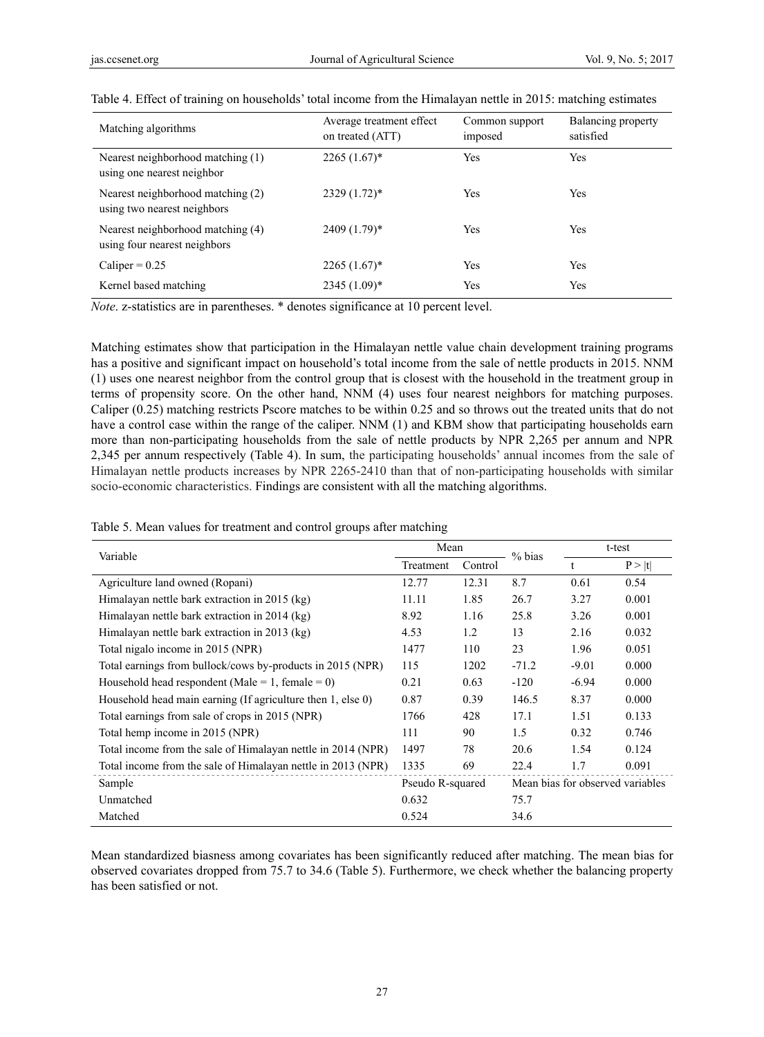Table 4. Effect of training on households' total income from the Himalayan nettle in 2015: matching estimates

| Matching algorithms | Average treatment effect on treated (ATT) | Common support imposed | Balancing property satisfied |
|---|---|---|---|
| Nearest neighborhood matching (1) using one nearest neighbor | 2265 (1.67)* | Yes | Yes |
| Nearest neighborhood matching (2) using two nearest neighbors | 2329 (1.72)* | Yes | Yes |
| Nearest neighborhood matching (4) using four nearest neighbors | 2409 (1.79)* | Yes | Yes |
| Caliper = 0.25 | 2265 (1.67)* | Yes | Yes |
| Kernel based matching | 2345 (1.09)* | Yes | Yes |

*Note*. z-statistics are in parentheses. * denotes significance at 10 percent level.

Matching estimates show that participation in the Himalayan nettle value chain development training programs has a positive and significant impact on household's total income from the sale of nettle products in 2015. NNM (1) uses one nearest neighbor from the control group that is closest with the household in the treatment group in terms of propensity score. On the other hand, NNM (4) uses four nearest neighbors for matching purposes. Caliper (0.25) matching restricts Pscore matches to be within 0.25 and so throws out the treated units that do not have a control case within the range of the caliper. NNM (1) and KBM show that participating households earn more than non-participating households from the sale of nettle products by NPR 2,265 per annum and NPR 2,345 per annum respectively (Table 4). In sum, the participating households' annual incomes from the sale of Himalayan nettle products increases by NPR 2265-2410 than that of non-participating households with similar socio-economic characteristics. Findings are consistent with all the matching algorithms.

Table 5. Mean values for treatment and control groups after matching

| Variable | Mean | | % bias | t-test | |
|---|---|---|---|---|---|
| | Treatment | Control | | t | P > \|t\| |
| Agriculture land owned (Ropani) | 12.77 | 12.31 | 8.7 | 0.61 | 0.54 |
| Himalayan nettle bark extraction in 2015 (kg) | 11.11 | 1.85 | 26.7 | 3.27 | 0.001 |
| Himalayan nettle bark extraction in 2014 (kg) | 8.92 | 1.16 | 25.8 | 3.26 | 0.001 |
| Himalayan nettle bark extraction in 2013 (kg) | 4.53 | 1.2 | 13 | 2.16 | 0.032 |
| Total nigalo income in 2015 (NPR) | 1477 | 110 | 23 | 1.96 | 0.051 |
| Total earnings from bullock/cows by-products in 2015 (NPR) | 115 | 1202 | -71.2 | -9.01 | 0.000 |
| Household head respondent (Male = 1, female = 0) | 0.21 | 0.63 | -120 | -6.94 | 0.000 |
| Household head main earning (If agriculture then 1, else 0) | 0.87 | 0.39 | 146.5 | 8.37 | 0.000 |
| Total earnings from sale of crops in 2015 (NPR) | 1766 | 428 | 17.1 | 1.51 | 0.133 |
| Total hemp income in 2015 (NPR) | 111 | 90 | 1.5 | 0.32 | 0.746 |
| Total income from the sale of Himalayan nettle in 2014 (NPR) | 1497 | 78 | 20.6 | 1.54 | 0.124 |
| Total income from the sale of Himalayan nettle in 2013 (NPR) | 1335 | 69 | 22.4 | 1.7 | 0.091 |
| Sample | Pseudo R-squared | | Mean bias for observed variables | | |
| Unmatched | 0.632 | | 75.7 | | |
| Matched | 0.524 | | 34.6 | | |

Mean standardized biasness among covariates has been significantly reduced after matching. The mean bias for observed covariates dropped from 75.7 to 34.6 (Table 5). Furthermore, we check whether the balancing property has been satisfied or not.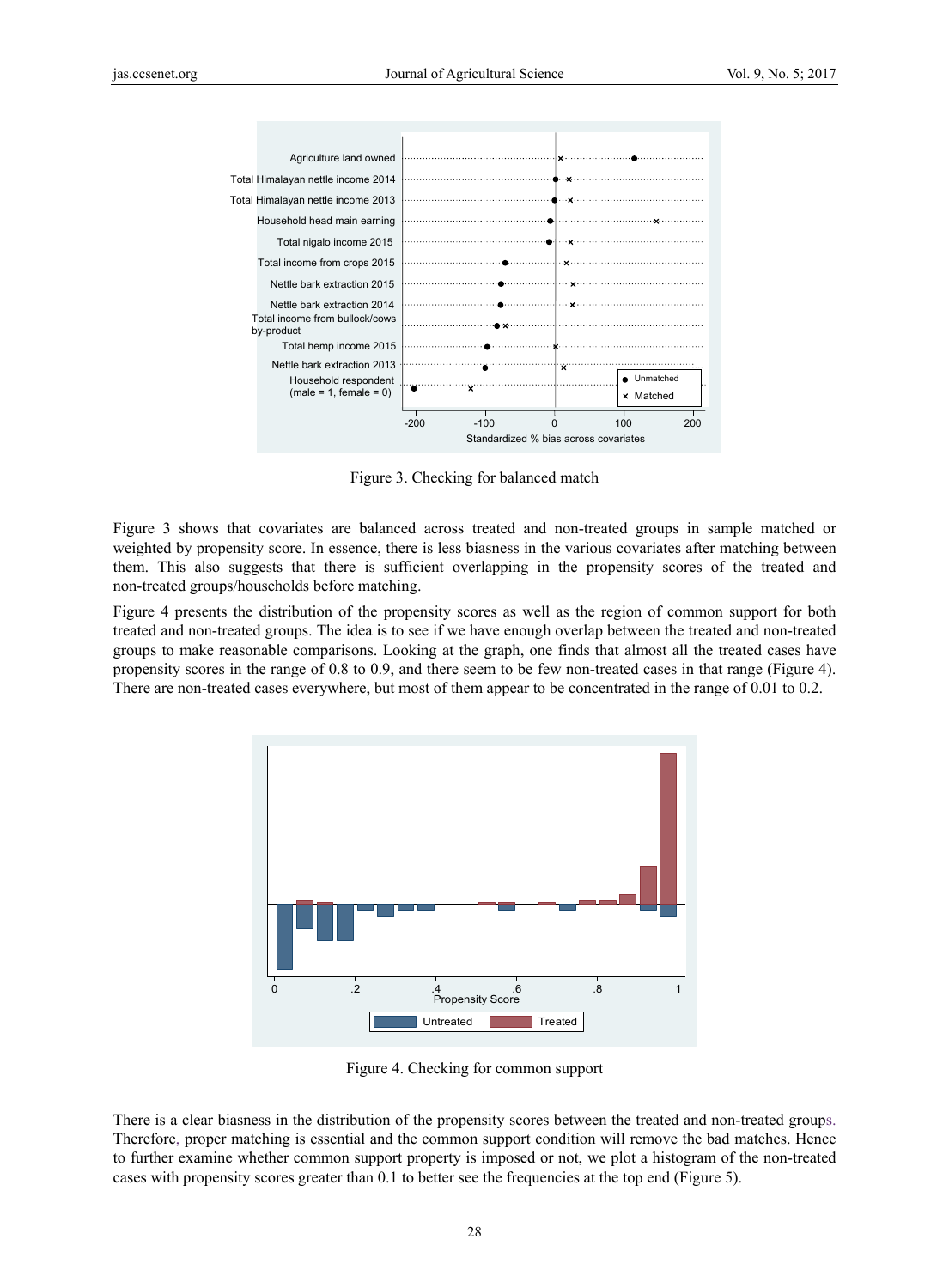Figure 3. Checking for balanced match

Figure 3 shows that covariates are balanced across treated and non-treated groups in sample matched or weighted by propensity score. In essence, there is less biasness in the various covariates after matching between them. This also suggests that there is sufficient overlapping in the propensity scores of the treated and non-treated groups/households before matching.

Figure 4 presents the distribution of the propensity scores as well as the region of common support for both treated and non-treated groups. The idea is to see if we have enough overlap between the treated and non-treated groups to make reasonable comparisons. Looking at the graph, one finds that almost all the treated cases have propensity scores in the range of 0.8 to 0.9, and there seem to be few non-treated cases in that range (Figure 4). There are non-treated cases everywhere, but most of them appear to be concentrated in the range of 0.01 to 0.2.

Figure 4. Checking for common support

There is a clear biasness in the distribution of the propensity scores between the treated and non-treated groups. Therefore, proper matching is essential and the common support condition will remove the bad matches. Hence to further examine whether common support property is imposed or not, we plot a histogram of the non-treated cases with propensity scores greater than 0.1 to better see the frequencies at the top end (Figure 5).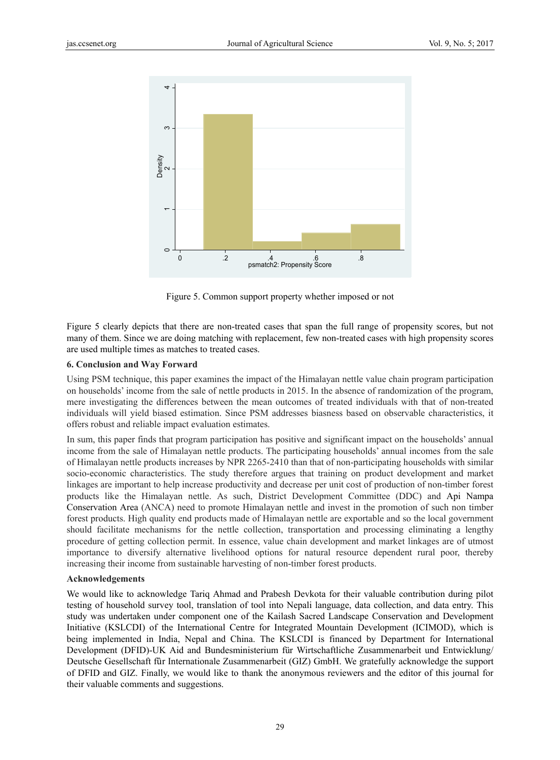Figure 5. Common support property whether imposed or not

Figure 5 clearly depicts that there are non-treated cases that span the full range of propensity scores, but not many of them. Since we are doing matching with replacement, few non-treated cases with high propensity scores are used multiple times as matches to treated cases.

### 6. Conclusion and Way Forward

Using PSM technique, this paper examines the impact of the Himalayan nettle value chain program participation on households' income from the sale of nettle products in 2015. In the absence of randomization of the program, mere investigating the differences between the mean outcomes of treated individuals with that of non-treated individuals will yield biased estimation. Since PSM addresses biasness based on observable characteristics, it offers robust and reliable impact evaluation estimates.

In sum, this paper finds that program participation has positive and significant impact on the households' annual income from the sale of Himalayan nettle products. The participating households' annual incomes from the sale of Himalayan nettle products increases by NPR 2265-2410 than that of non-participating households with similar socio-economic characteristics. The study therefore argues that training on product development and market linkages are important to help increase productivity and decrease per unit cost of production of non-timber forest products like the Himalayan nettle. As such, District Development Committee (DDC) and Api Nampa Conservation Area (ANCA) need to promote Himalayan nettle and invest in the promotion of such non timber forest products. High quality end products made of Himalayan nettle are exportable and so the local government should facilitate mechanisms for the nettle collection, transportation and processing eliminating a lengthy procedure of getting collection permit. In essence, value chain development and market linkages are of utmost importance to diversify alternative livelihood options for natural resource dependent rural poor, thereby increasing their income from sustainable harvesting of non-timber forest products.

### Acknowledgements

We would like to acknowledge Tariq Ahmad and Prabesh Devkota for their valuable contribution during pilot testing of household survey tool, translation of tool into Nepali language, data collection, and data entry. This study was undertaken under component one of the Kailash Sacred Landscape Conservation and Development Initiative (KSLCDI) of the International Centre for Integrated Mountain Development (ICIMOD), which is being implemented in India, Nepal and China. The KSLCDI is financed by Department for International Development (DFID)-UK Aid and Bundesministerium für Wirtschaftliche Zusammenarbeit und Entwicklung/ Deutsche Gesellschaft für Internationale Zusammenarbeit (GIZ) GmbH. We gratefully acknowledge the support of DFID and GIZ. Finally, we would like to thank the anonymous reviewers and the editor of this journal for their valuable comments and suggestions.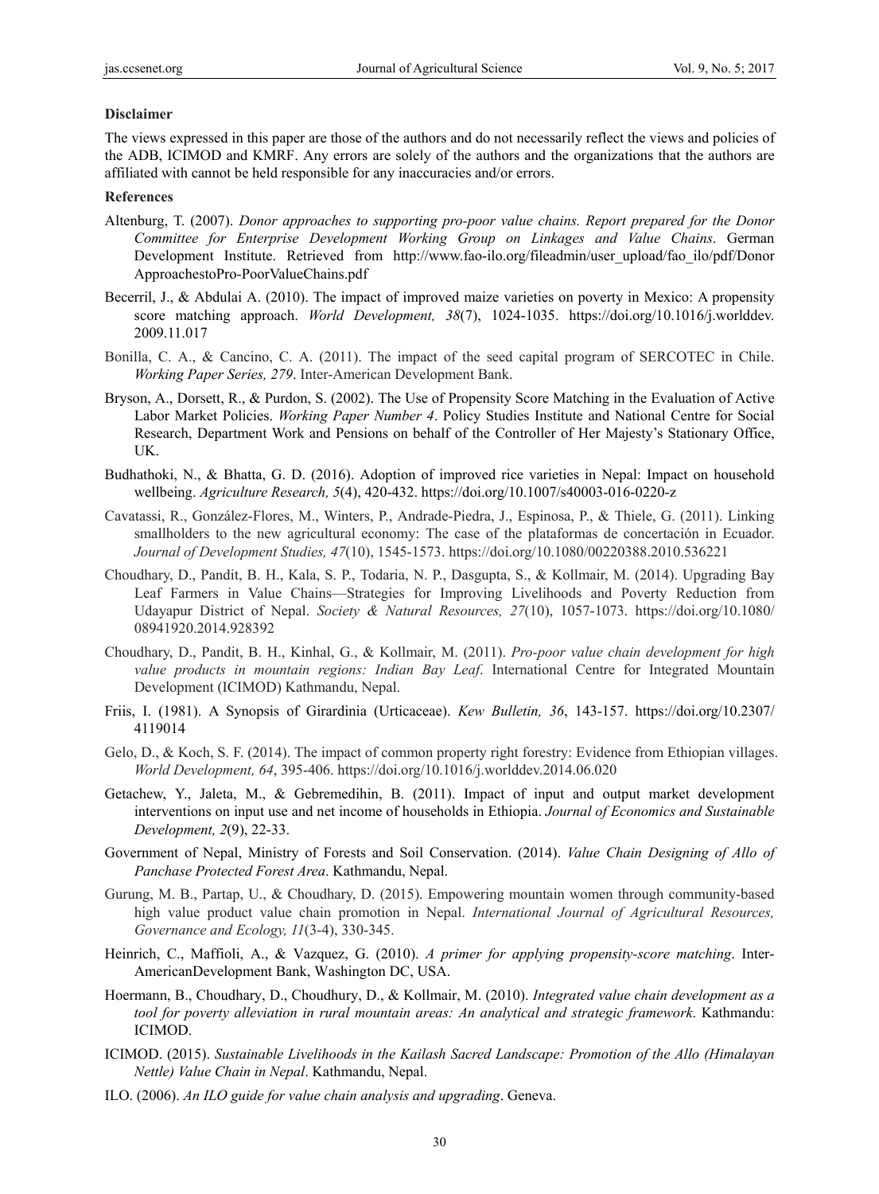**Disclaimer**

The views expressed in this paper are those of the authors and do not necessarily reflect the views and policies of the ADB, ICIMOD and KMRF. Any errors are solely of the authors and the organizations that the authors are affiliated with cannot be held responsible for any inaccuracies and/or errors.

**References**

Altenburg, T. (2007). *Donor approaches to supporting pro-poor value chains. Report prepared for the Donor Committee for Enterprise Development Working Group on Linkages and Value Chains*. German Development Institute. Retrieved from http://www.fao-ilo.org/fileadmin/user_upload/fao_ilo/pdf/DonorApproachestoPro-PoorValueChains.pdf

Becerril, J., & Abdulai A. (2010). The impact of improved maize varieties on poverty in Mexico: A propensity score matching approach. *World Development, 38*(7), 1024-1035. https://doi.org/10.1016/j.worlddev.2009.11.017

Bonilla, C. A., & Cancino, C. A. (2011). The impact of the seed capital program of SERCOTEC in Chile. *Working Paper Series, 279*. Inter-American Development Bank.

Bryson, A., Dorsett, R., & Purdon, S. (2002). The Use of Propensity Score Matching in the Evaluation of Active Labor Market Policies. *Working Paper Number 4*. Policy Studies Institute and National Centre for Social Research, Department Work and Pensions on behalf of the Controller of Her Majesty's Stationary Office, UK.

Budhathoki, N., & Bhatta, G. D. (2016). Adoption of improved rice varieties in Nepal: Impact on household wellbeing. *Agriculture Research, 5*(4), 420-432. https://doi.org/10.1007/s40003-016-0220-z

Cavatassi, R., González-Flores, M., Winters, P., Andrade-Piedra, J., Espinosa, P., & Thiele, G. (2011). Linking smallholders to the new agricultural economy: The case of the plataformas de concertación in Ecuador. *Journal of Development Studies, 47*(10), 1545-1573. https://doi.org/10.1080/00220388.2010.536221

Choudhary, D., Pandit, B. H., Kala, S. P., Todaria, N. P., Dasgupta, S., & Kollmair, M. (2014). Upgrading Bay Leaf Farmers in Value Chains—Strategies for Improving Livelihoods and Poverty Reduction from Udayapur District of Nepal. *Society & Natural Resources, 27*(10), 1057-1073. https://doi.org/10.1080/08941920.2014.928392

Choudhary, D., Pandit, B. H., Kinhal, G., & Kollmair, M. (2011). *Pro-poor value chain development for high value products in mountain regions: Indian Bay Leaf*. International Centre for Integrated Mountain Development (ICIMOD) Kathmandu, Nepal.

Friis, I. (1981). A Synopsis of Girardinia (Urticaceae). *Kew Bulletin, 36*, 143-157. https://doi.org/10.2307/4119014

Gelo, D., & Koch, S. F. (2014). The impact of common property right forestry: Evidence from Ethiopian villages. *World Development, 64*, 395-406. https://doi.org/10.1016/j.worlddev.2014.06.020

Getachew, Y., Jaleta, M., & Gebremedihin, B. (2011). Impact of input and output market development interventions on input use and net income of households in Ethiopia. *Journal of Economics and Sustainable Development, 2*(9), 22-33.

Government of Nepal, Ministry of Forests and Soil Conservation. (2014). *Value Chain Designing of Allo of Panchase Protected Forest Area*. Kathmandu, Nepal.

Gurung, M. B., Partap, U., & Choudhary, D. (2015). Empowering mountain women through community-based high value product value chain promotion in Nepal. *International Journal of Agricultural Resources, Governance and Ecology, 11*(3-4), 330-345.

Heinrich, C., Maffioli, A., & Vazquez, G. (2010). *A primer for applying propensity-score matching*. Inter-AmericanDevelopment Bank, Washington DC, USA.

Hoermann, B., Choudhary, D., Choudhury, D., & Kollmair, M. (2010). *Integrated value chain development as a tool for poverty alleviation in rural mountain areas: An analytical and strategic framework*. Kathmandu: ICIMOD.

ICIMOD. (2015). *Sustainable Livelihoods in the Kailash Sacred Landscape: Promotion of the Allo (Himalayan Nettle) Value Chain in Nepal*. Kathmandu, Nepal.

ILO. (2006). *An ILO guide for value chain analysis and upgrading*. Geneva.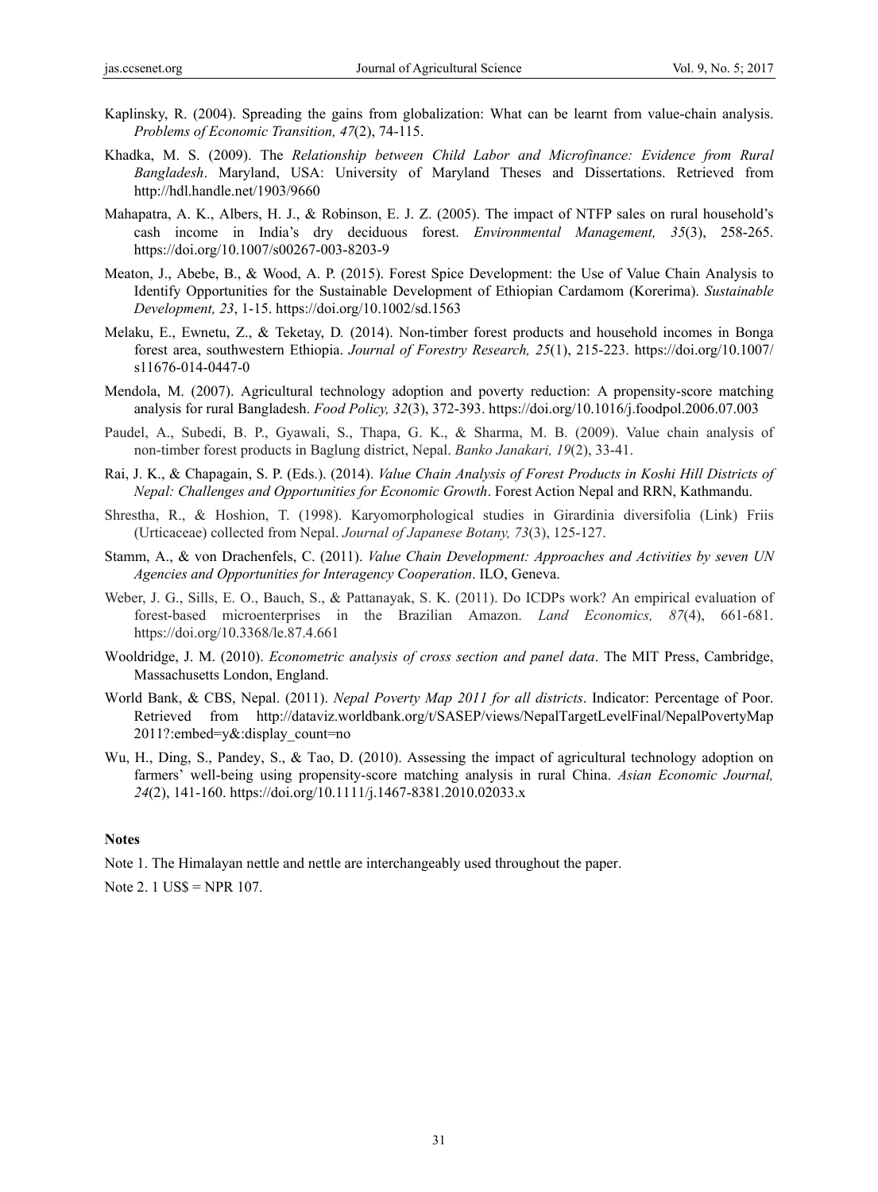Kaplinsky, R. (2004). Spreading the gains from globalization: What can be learnt from value-chain analysis. *Problems of Economic Transition, 47*(2), 74-115.

Khadka, M. S. (2009). The *Relationship between Child Labor and Microfinance: Evidence from Rural Bangladesh*. Maryland, USA: University of Maryland Theses and Dissertations. Retrieved from http://hdl.handle.net/1903/9660

Mahapatra, A. K., Albers, H. J., & Robinson, E. J. Z. (2005). The impact of NTFP sales on rural household's cash income in India's dry deciduous forest. *Environmental Management, 35*(3), 258-265. https://doi.org/10.1007/s00267-003-8203-9

Meaton, J., Abebe, B., & Wood, A. P. (2015). Forest Spice Development: the Use of Value Chain Analysis to Identify Opportunities for the Sustainable Development of Ethiopian Cardamom (Korerima). *Sustainable Development, 23*, 1-15. https://doi.org/10.1002/sd.1563

Melaku, E., Ewnetu, Z., & Teketay, D. (2014). Non-timber forest products and household incomes in Bonga forest area, southwestern Ethiopia. *Journal of Forestry Research, 25*(1), 215-223. https://doi.org/10.1007/s11676-014-0447-0

Mendola, M. (2007). Agricultural technology adoption and poverty reduction: A propensity-score matching analysis for rural Bangladesh. *Food Policy, 32*(3), 372-393. https://doi.org/10.1016/j.foodpol.2006.07.003

Paudel, A., Subedi, B. P., Gyawali, S., Thapa, G. K., & Sharma, M. B. (2009). Value chain analysis of non-timber forest products in Baglung district, Nepal. *Banko Janakari, 19*(2), 33-41.

Rai, J. K., & Chapagain, S. P. (Eds.). (2014). *Value Chain Analysis of Forest Products in Koshi Hill Districts of Nepal: Challenges and Opportunities for Economic Growth*. Forest Action Nepal and RRN, Kathmandu.

Shrestha, R., & Hoshion, T. (1998). Karyomorphological studies in Girardinia diversifolia (Link) Friis (Urticaceae) collected from Nepal. *Journal of Japanese Botany, 73*(3), 125-127.

Stamm, A., & von Drachenfels, C. (2011). *Value Chain Development: Approaches and Activities by seven UN Agencies and Opportunities for Interagency Cooperation*. ILO, Geneva.

Weber, J. G., Sills, E. O., Bauch, S., & Pattanayak, S. K. (2011). Do ICDPs work? An empirical evaluation of forest-based microenterprises in the Brazilian Amazon. *Land Economics, 87*(4), 661-681. https://doi.org/10.3368/le.87.4.661

Wooldridge, J. M. (2010). *Econometric analysis of cross section and panel data*. The MIT Press, Cambridge, Massachusetts London, England.

World Bank, & CBS, Nepal. (2011). *Nepal Poverty Map 2011 for all districts*. Indicator: Percentage of Poor. Retrieved from http://dataviz.worldbank.org/t/SASEP/views/NepalTargetLevelFinal/NepalPovertyMap2011?:embed=y&:display_count=no

Wu, H., Ding, S., Pandey, S., & Tao, D. (2010). Assessing the impact of agricultural technology adoption on farmers' well-being using propensity-score matching analysis in rural China. *Asian Economic Journal, 24*(2), 141-160. https://doi.org/10.1111/j.1467-8381.2010.02033.x

## Notes

Note 1. The Himalayan nettle and nettle are interchangeably used throughout the paper.

Note 2. 1 US$ = NPR 107.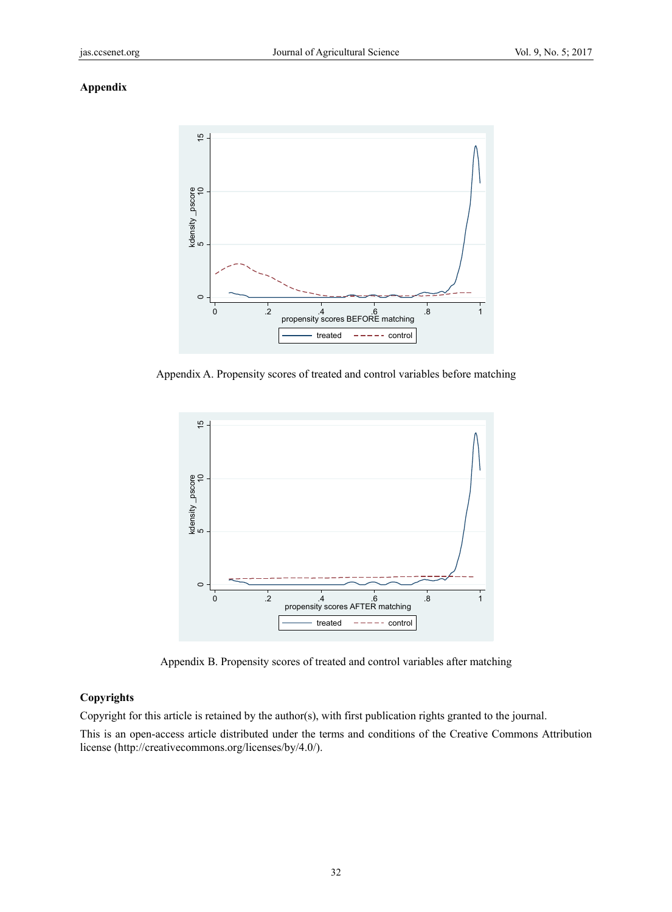## Appendix

kdensity _pscore

15

10

5

0

0 .2 .4 .6 .8 1

propensity scores BEFORE matching

treated control

Appendix A. Propensity scores of treated and control variables before matching

kdensity _pscore

15

10

5

0

0 .2 .4 .6 .8 1

propensity scores AFTER matching

treated control

Appendix B. Propensity scores of treated and control variables after matching

## Copyrights

Copyright for this article is retained by the author(s), with first publication rights granted to the journal.

This is an open-access article distributed under the terms and conditions of the Creative Commons Attribution license (http://creativecommons.org/licenses/by/4.0/).